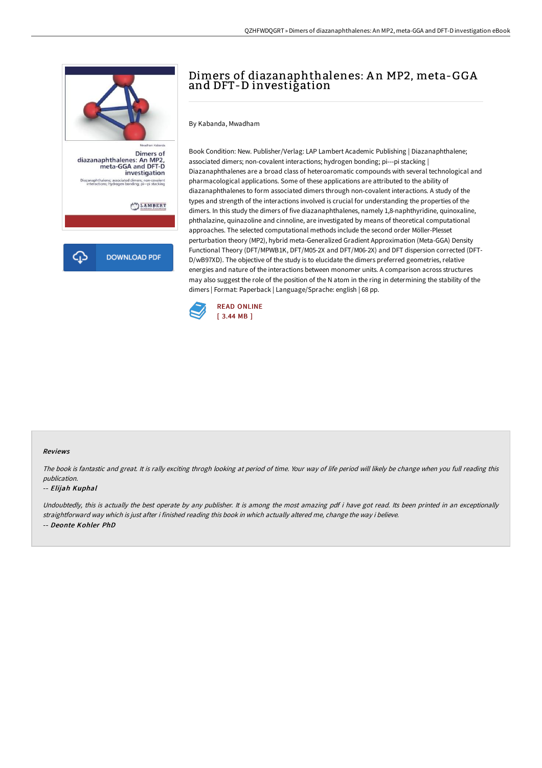# Dimers of diazanaphthalenes: An MP2, meta-GGA and DFT-D investigation

By Kabanda, Mwadham

Book Condition: New. Publisher/Verlag: LAP Lambert Academic Publishing | Diazanaphthalene; associated dimers; non-covalent interactions; hydrogen bonding; pi---pi stacking | Diazanaphthalenes are a broad class of heteroaromatic compounds with several technological and pharmacological applications. Some of these applications are attributed to the ability of diazanaphthalenes to form associated dimers through non-covalent interactions. A study of the types and strength of the interactions involved is crucial for understanding the properties of the dimers. In this study the dimers of five diazanaphthalenes, namely 1,8-naphthyridine, quinoxaline, phthalazine, quinazoline and cinnoline, are investigated by means of theoretical computational approaches. The selected computational methods include the second order Möller-Plesset perturbation theory (MP2), hybrid meta-Generalized Gradient Approximation (Meta-GGA) Density Functional Theory (DFT/MPWB1K, DFT/M05-2X and DFT/M06-2X) and DFT dispersion corrected (DFT-D/wB97XD). The objective of the study is to elucidate the dimers preferred geometries, relative energies and nature of the interactions between monomer units. A comparison across structures may also suggest the role of the position of the N atom in the ring in determining the stability of the dimers | Format: Paperback | Language/Sprache: english | 68 pp.

READ ONLINE
[ 3.44 MB ]

DOWNLOAD PDF

### Reviews

*The book is fantastic and great. It is rally exciting throgh looking at period of time. Your way of life period will likely be change when you full reading this publication.*

-- *Elijah Kuphal*

*Undoubtedly, this is actually the best operate by any publisher. It is among the most amazing pdf i have got read. Its been printed in an exceptionally straightforward way which is just after i finished reading this book in which actually altered me, change the way i believe.*

-- *Deonte Kohler PhD*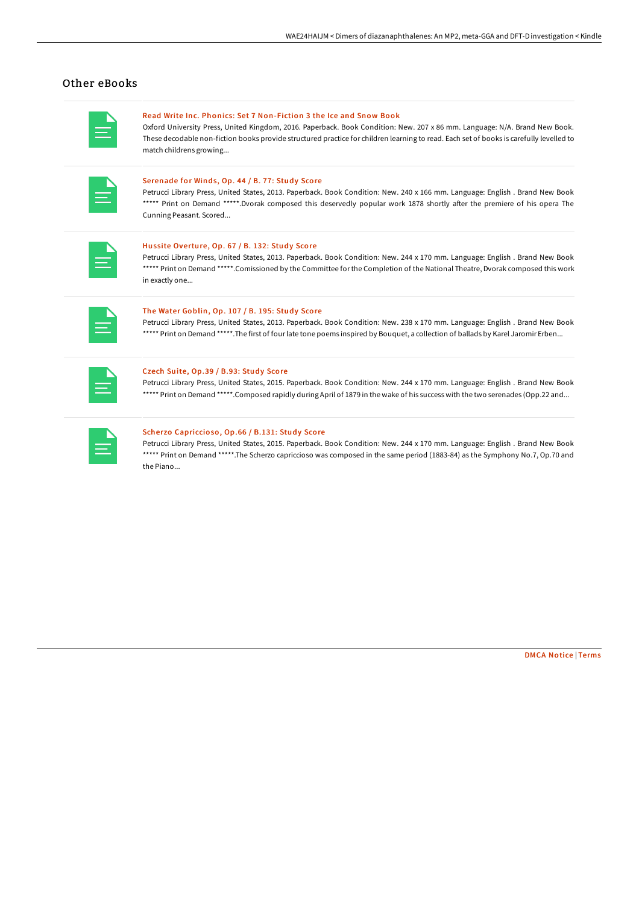## Other eBooks

### Read Write Inc. Phonics: Set 7 Non-Fiction 3 the Ice and Snow Book

Oxford University Press, United Kingdom, 2016. Paperback. Book Condition: New. 207 x 86 mm. Language: N/A. Brand New Book. These decodable non-fiction books provide structured practice for children learning to read. Each set of books is carefully levelled to match childrens growing...

### Serenade for Winds, Op. 44 / B. 77: Study Score

Petrucci Library Press, United States, 2013. Paperback. Book Condition: New. 240 x 166 mm. Language: English . Brand New Book ***** Print on Demand *****.Dvorak composed this deservedly popular work 1878 shortly after the premiere of his opera The Cunning Peasant. Scored...

### Hussite Overture, Op. 67 / B. 132: Study Score

Petrucci Library Press, United States, 2013. Paperback. Book Condition: New. 244 x 170 mm. Language: English . Brand New Book ***** Print on Demand *****.Comissioned by the Committee for the Completion of the National Theatre, Dvorak composed this work in exactly one...

### The Water Goblin, Op. 107 / B. 195: Study Score

Petrucci Library Press, United States, 2013. Paperback. Book Condition: New. 238 x 170 mm. Language: English . Brand New Book ***** Print on Demand *****.The first of four late tone poems inspired by Bouquet, a collection of ballads by Karel Jaromir Erben...

### Czech Suite, Op.39 / B.93: Study Score

Petrucci Library Press, United States, 2015. Paperback. Book Condition: New. 244 x 170 mm. Language: English . Brand New Book ***** Print on Demand *****.Composed rapidly during April of 1879 in the wake of his success with the two serenades (Opp.22 and...

### Scherzo Capriccioso, Op.66 / B.131: Study Score

Petrucci Library Press, United States, 2015. Paperback. Book Condition: New. 244 x 170 mm. Language: English . Brand New Book ***** Print on Demand *****.The Scherzo capriccioso was composed in the same period (1883-84) as the Symphony No.7, Op.70 and the Piano...

DMCA Notice | Terms